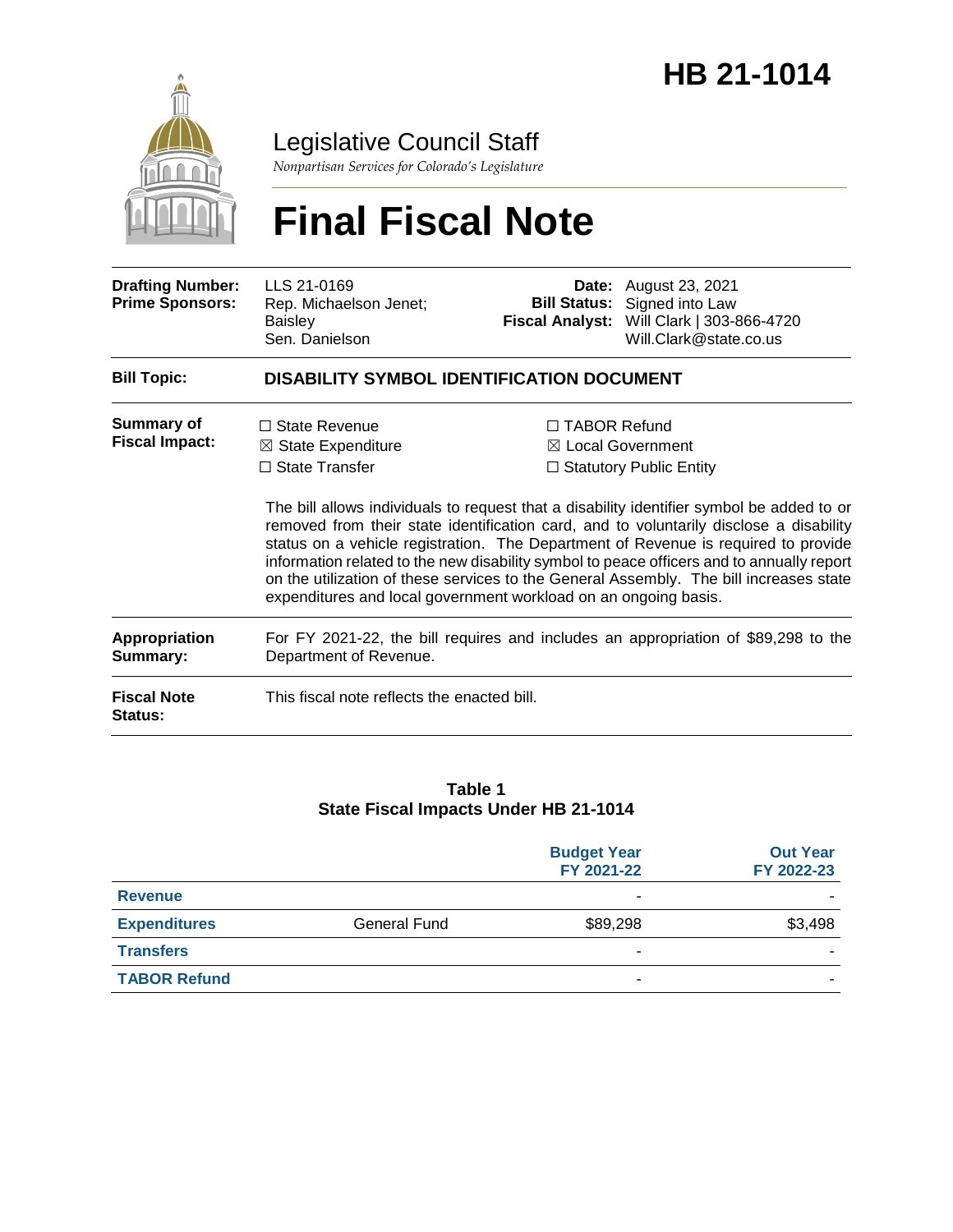# HB 21-1014

Legislative Council Staff

*Nonpartisan Services for Colorado's Legislature*

# Final Fiscal Note

| | | | |
|---|---|---|---|
| **Drafting Number:** | LLS 21-0169 | **Date:** | August 23, 2021 |
| **Prime Sponsors:** | Rep. Michaelson Jenet; Baisley<br>Sen. Danielson | **Bill Status:** | Signed into Law |
| | | **Fiscal Analyst:** | Will Clark \| 303-866-4720<br>Will.Clark@state.co.us |

**Bill Topic:** **DISABILITY SYMBOL IDENTIFICATION DOCUMENT**

**Summary of Fiscal Impact:**

☐ State Revenue
☒ State Expenditure
☐ State Transfer
☐ TABOR Refund
☒ Local Government
☐ Statutory Public Entity

The bill allows individuals to request that a disability identifier symbol be added to or removed from their state identification card, and to voluntarily disclose a disability status on a vehicle registration. The Department of Revenue is required to provide information related to the new disability symbol to peace officers and to annually report on the utilization of these services to the General Assembly. The bill increases state expenditures and local government workload on an ongoing basis.

**Appropriation Summary:** For FY 2021-22, the bill requires and includes an appropriation of $89,298 to the Department of Revenue.

**Fiscal Note Status:** This fiscal note reflects the enacted bill.

**Table 1**
**State Fiscal Impacts Under HB 21-1014**

| | | Budget Year FY 2021-22 | Out Year FY 2022-23 |
|---|---|---|---|
| **Revenue** | | - | - |
| **Expenditures** | General Fund | $89,298 | $3,498 |
| **Transfers** | | - | - |
| **TABOR Refund** | | - | - |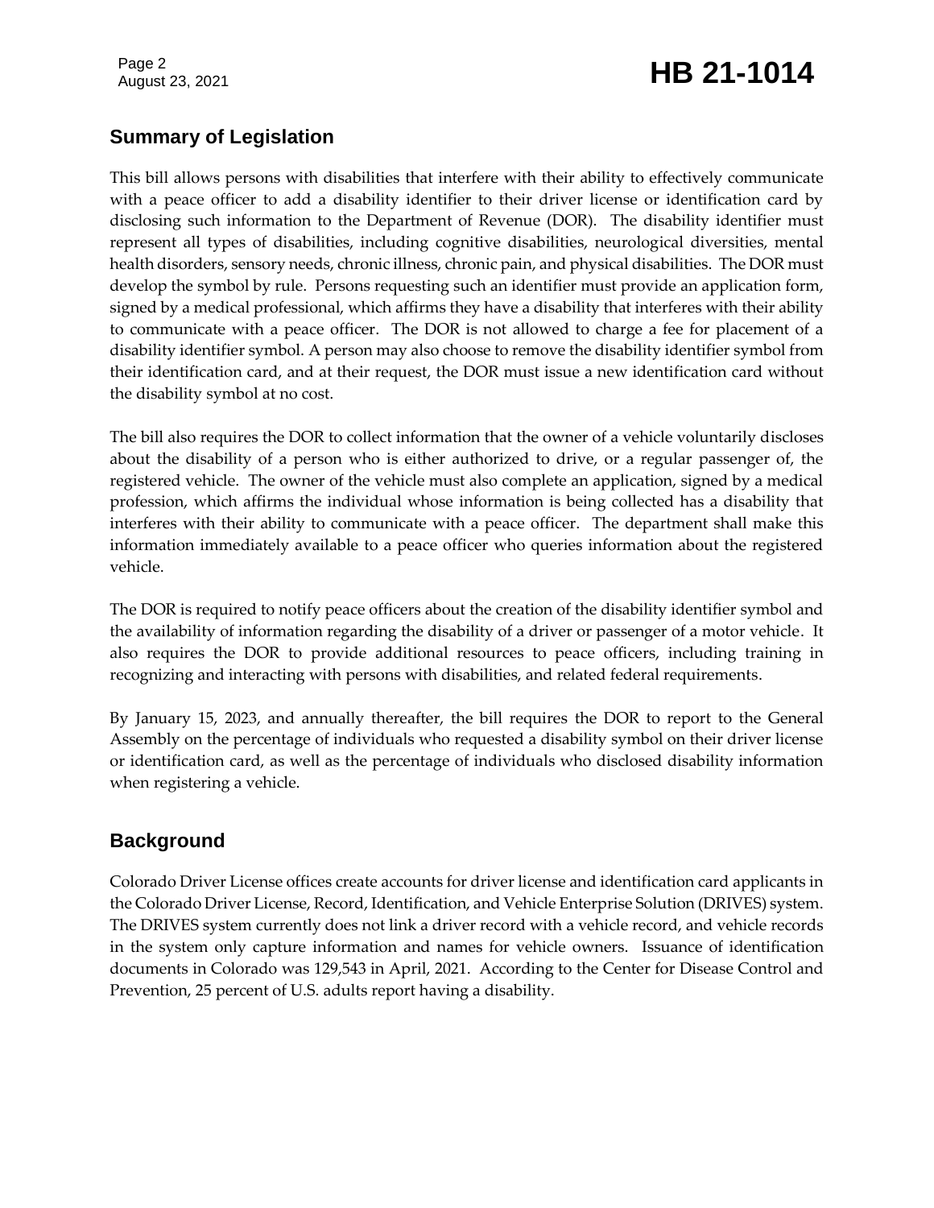## Summary of Legislation

This bill allows persons with disabilities that interfere with their ability to effectively communicate with a peace officer to add a disability identifier to their driver license or identification card by disclosing such information to the Department of Revenue (DOR). The disability identifier must represent all types of disabilities, including cognitive disabilities, neurological diversities, mental health disorders, sensory needs, chronic illness, chronic pain, and physical disabilities. The DOR must develop the symbol by rule. Persons requesting such an identifier must provide an application form, signed by a medical professional, which affirms they have a disability that interferes with their ability to communicate with a peace officer. The DOR is not allowed to charge a fee for placement of a disability identifier symbol. A person may also choose to remove the disability identifier symbol from their identification card, and at their request, the DOR must issue a new identification card without the disability symbol at no cost.

The bill also requires the DOR to collect information that the owner of a vehicle voluntarily discloses about the disability of a person who is either authorized to drive, or a regular passenger of, the registered vehicle. The owner of the vehicle must also complete an application, signed by a medical profession, which affirms the individual whose information is being collected has a disability that interferes with their ability to communicate with a peace officer. The department shall make this information immediately available to a peace officer who queries information about the registered vehicle.

The DOR is required to notify peace officers about the creation of the disability identifier symbol and the availability of information regarding the disability of a driver or passenger of a motor vehicle. It also requires the DOR to provide additional resources to peace officers, including training in recognizing and interacting with persons with disabilities, and related federal requirements.

By January 15, 2023, and annually thereafter, the bill requires the DOR to report to the General Assembly on the percentage of individuals who requested a disability symbol on their driver license or identification card, as well as the percentage of individuals who disclosed disability information when registering a vehicle.

## Background

Colorado Driver License offices create accounts for driver license and identification card applicants in the Colorado Driver License, Record, Identification, and Vehicle Enterprise Solution (DRIVES) system. The DRIVES system currently does not link a driver record with a vehicle record, and vehicle records in the system only capture information and names for vehicle owners. Issuance of identification documents in Colorado was 129,543 in April, 2021. According to the Center for Disease Control and Prevention, 25 percent of U.S. adults report having a disability.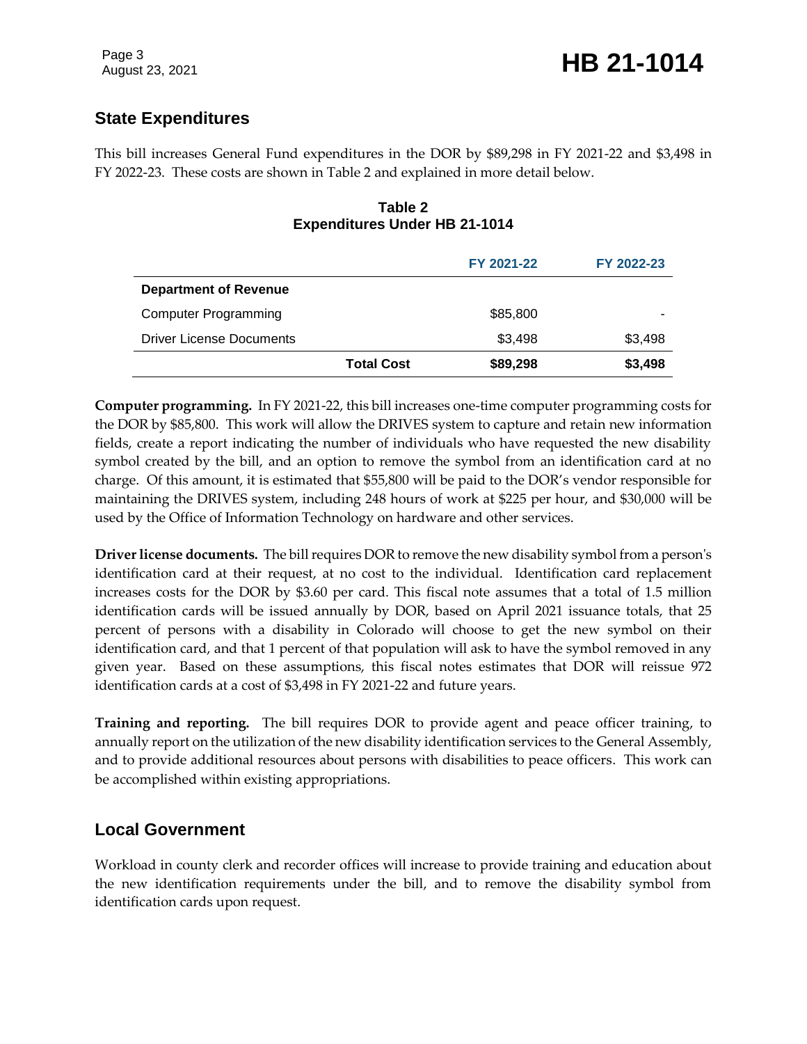## State Expenditures

This bill increases General Fund expenditures in the DOR by $89,298 in FY 2021-22 and $3,498 in FY 2022-23. These costs are shown in Table 2 and explained in more detail below.

**Table 2**
**Expenditures Under HB 21-1014**

| | FY 2021-22 | FY 2022-23 |
|---|---|---|
| **Department of Revenue** | | |
| Computer Programming | $85,800 | - |
| Driver License Documents | $3,498 | $3,498 |
| **Total Cost** | **$89,298** | **$3,498** |

**Computer programming.** In FY 2021-22, this bill increases one-time computer programming costs for the DOR by $85,800. This work will allow the DRIVES system to capture and retain new information fields, create a report indicating the number of individuals who have requested the new disability symbol created by the bill, and an option to remove the symbol from an identification card at no charge. Of this amount, it is estimated that $55,800 will be paid to the DOR's vendor responsible for maintaining the DRIVES system, including 248 hours of work at $225 per hour, and $30,000 will be used by the Office of Information Technology on hardware and other services.

**Driver license documents.** The bill requires DOR to remove the new disability symbol from a person's identification card at their request, at no cost to the individual. Identification card replacement increases costs for the DOR by $3.60 per card. This fiscal note assumes that a total of 1.5 million identification cards will be issued annually by DOR, based on April 2021 issuance totals, that 25 percent of persons with a disability in Colorado will choose to get the new symbol on their identification card, and that 1 percent of that population will ask to have the symbol removed in any given year. Based on these assumptions, this fiscal notes estimates that DOR will reissue 972 identification cards at a cost of $3,498 in FY 2021-22 and future years.

**Training and reporting.** The bill requires DOR to provide agent and peace officer training, to annually report on the utilization of the new disability identification services to the General Assembly, and to provide additional resources about persons with disabilities to peace officers. This work can be accomplished within existing appropriations.

## Local Government

Workload in county clerk and recorder offices will increase to provide training and education about the new identification requirements under the bill, and to remove the disability symbol from identification cards upon request.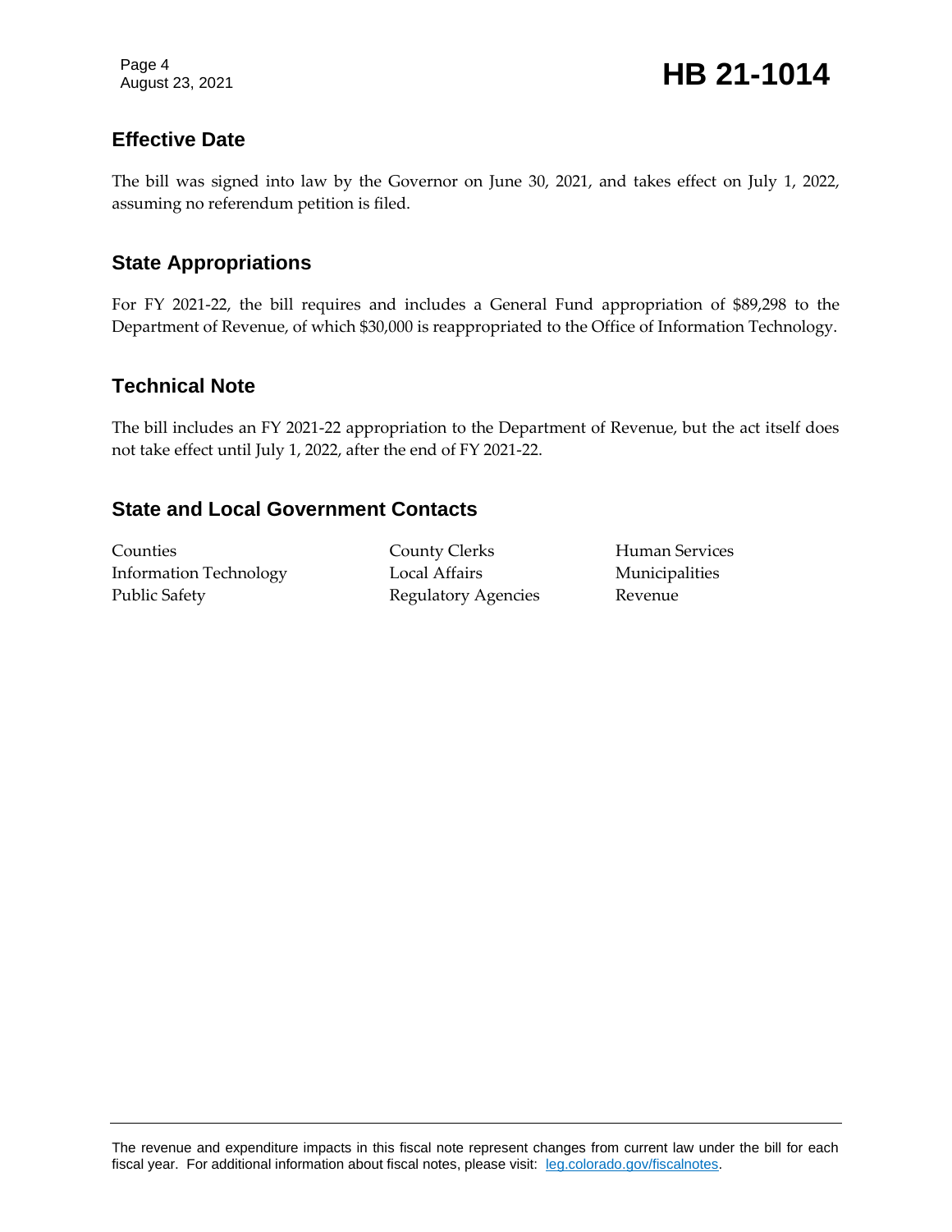## Effective Date

The bill was signed into law by the Governor on June 30, 2021, and takes effect on July 1, 2022, assuming no referendum petition is filed.

## State Appropriations

For FY 2021-22, the bill requires and includes a General Fund appropriation of $89,298 to the Department of Revenue, of which $30,000 is reappropriated to the Office of Information Technology.

## Technical Note

The bill includes an FY 2021-22 appropriation to the Department of Revenue, but the act itself does not take effect until July 1, 2022, after the end of FY 2021-22.

## State and Local Government Contacts

| | | |
|---|---|---|
| Counties | County Clerks | Human Services |
| Information Technology | Local Affairs | Municipalities |
| Public Safety | Regulatory Agencies | Revenue |

The revenue and expenditure impacts in this fiscal note represent changes from current law under the bill for each fiscal year. For additional information about fiscal notes, please visit: leg.colorado.gov/fiscalnotes.